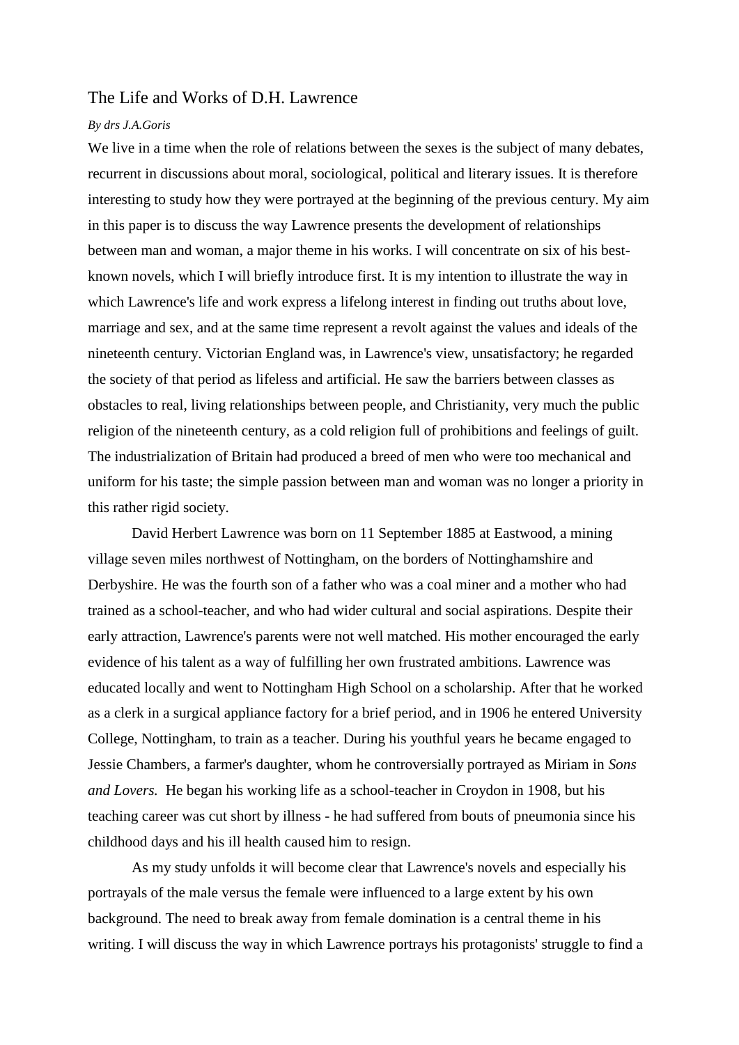# The Life and Works of D.H. Lawrence

*By drs J.A.Goris*

We live in a time when the role of relations between the sexes is the subject of many debates, recurrent in discussions about moral, sociological, political and literary issues. It is therefore interesting to study how they were portrayed at the beginning of the previous century. My aim in this paper is to discuss the way Lawrence presents the development of relationships between man and woman, a major theme in his works. I will concentrate on six of his best-known novels, which I will briefly introduce first. It is my intention to illustrate the way in which Lawrence's life and work express a lifelong interest in finding out truths about love, marriage and sex, and at the same time represent a revolt against the values and ideals of the nineteenth century. Victorian England was, in Lawrence's view, unsatisfactory; he regarded the society of that period as lifeless and artificial. He saw the barriers between classes as obstacles to real, living relationships between people, and Christianity, very much the public religion of the nineteenth century, as a cold religion full of prohibitions and feelings of guilt. The industrialization of Britain had produced a breed of men who were too mechanical and uniform for his taste; the simple passion between man and woman was no longer a priority in this rather rigid society.

David Herbert Lawrence was born on 11 September 1885 at Eastwood, a mining village seven miles northwest of Nottingham, on the borders of Nottinghamshire and Derbyshire. He was the fourth son of a father who was a coal miner and a mother who had trained as a school-teacher, and who had wider cultural and social aspirations. Despite their early attraction, Lawrence's parents were not well matched. His mother encouraged the early evidence of his talent as a way of fulfilling her own frustrated ambitions. Lawrence was educated locally and went to Nottingham High School on a scholarship. After that he worked as a clerk in a surgical appliance factory for a brief period, and in 1906 he entered University College, Nottingham, to train as a teacher. During his youthful years he became engaged to Jessie Chambers, a farmer's daughter, whom he controversially portrayed as Miriam in *Sons and Lovers.* He began his working life as a school-teacher in Croydon in 1908, but his teaching career was cut short by illness - he had suffered from bouts of pneumonia since his childhood days and his ill health caused him to resign.

As my study unfolds it will become clear that Lawrence's novels and especially his portrayals of the male versus the female were influenced to a large extent by his own background. The need to break away from female domination is a central theme in his writing. I will discuss the way in which Lawrence portrays his protagonists' struggle to find a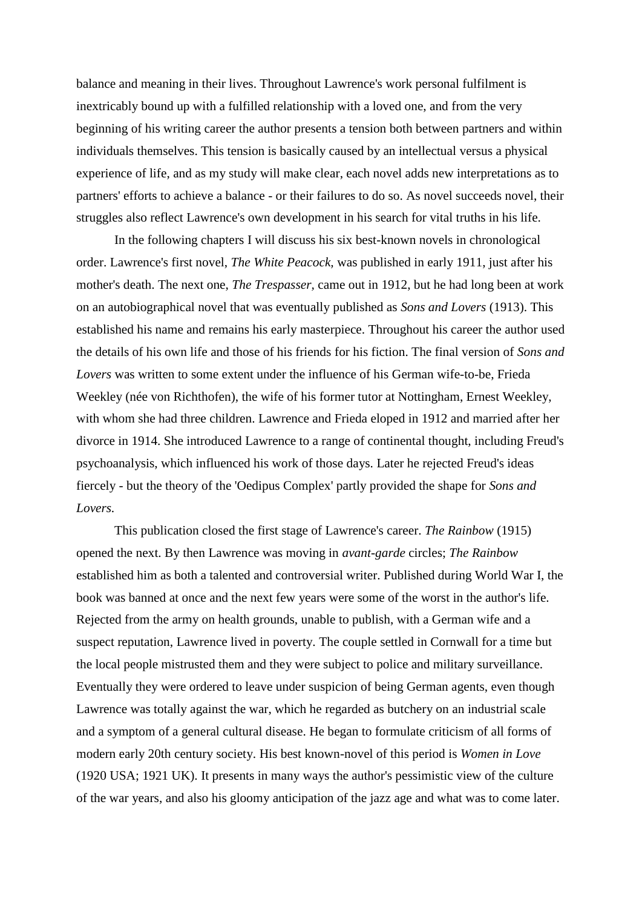balance and meaning in their lives. Throughout Lawrence's work personal fulfilment is inextricably bound up with a fulfilled relationship with a loved one, and from the very beginning of his writing career the author presents a tension both between partners and within individuals themselves. This tension is basically caused by an intellectual versus a physical experience of life, and as my study will make clear, each novel adds new interpretations as to partners' efforts to achieve a balance - or their failures to do so. As novel succeeds novel, their struggles also reflect Lawrence's own development in his search for vital truths in his life.

In the following chapters I will discuss his six best-known novels in chronological order. Lawrence's first novel, *The White Peacock,* was published in early 1911, just after his mother's death. The next one, *The Trespasser*, came out in 1912, but he had long been at work on an autobiographical novel that was eventually published as *Sons and Lovers* (1913). This established his name and remains his early masterpiece. Throughout his career the author used the details of his own life and those of his friends for his fiction. The final version of *Sons and Lovers* was written to some extent under the influence of his German wife-to-be, Frieda Weekley (née von Richthofen), the wife of his former tutor at Nottingham, Ernest Weekley, with whom she had three children. Lawrence and Frieda eloped in 1912 and married after her divorce in 1914. She introduced Lawrence to a range of continental thought, including Freud's psychoanalysis, which influenced his work of those days. Later he rejected Freud's ideas fiercely - but the theory of the 'Oedipus Complex' partly provided the shape for *Sons and Lovers.*

This publication closed the first stage of Lawrence's career. *The Rainbow* (1915) opened the next. By then Lawrence was moving in *avant-garde* circles; *The Rainbow* established him as both a talented and controversial writer. Published during World War I, the book was banned at once and the next few years were some of the worst in the author's life. Rejected from the army on health grounds, unable to publish, with a German wife and a suspect reputation, Lawrence lived in poverty. The couple settled in Cornwall for a time but the local people mistrusted them and they were subject to police and military surveillance. Eventually they were ordered to leave under suspicion of being German agents, even though Lawrence was totally against the war, which he regarded as butchery on an industrial scale and a symptom of a general cultural disease. He began to formulate criticism of all forms of modern early 20th century society. His best known-novel of this period is *Women in Love* (1920 USA; 1921 UK). It presents in many ways the author's pessimistic view of the culture of the war years, and also his gloomy anticipation of the jazz age and what was to come later.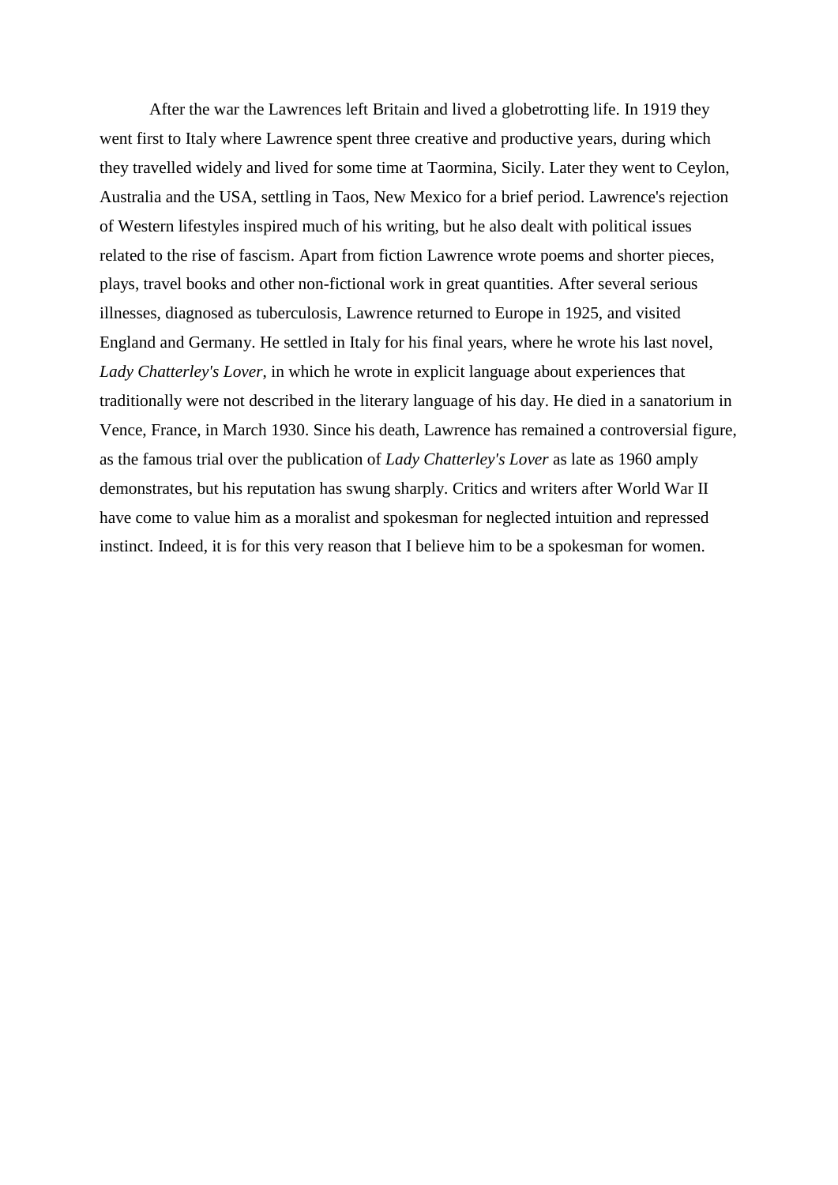After the war the Lawrences left Britain and lived a globetrotting life. In 1919 they went first to Italy where Lawrence spent three creative and productive years, during which they travelled widely and lived for some time at Taormina, Sicily. Later they went to Ceylon, Australia and the USA, settling in Taos, New Mexico for a brief period. Lawrence's rejection of Western lifestyles inspired much of his writing, but he also dealt with political issues related to the rise of fascism. Apart from fiction Lawrence wrote poems and shorter pieces, plays, travel books and other non-fictional work in great quantities. After several serious illnesses, diagnosed as tuberculosis, Lawrence returned to Europe in 1925, and visited England and Germany. He settled in Italy for his final years, where he wrote his last novel, *Lady Chatterley's Lover*, in which he wrote in explicit language about experiences that traditionally were not described in the literary language of his day. He died in a sanatorium in Vence, France, in March 1930. Since his death, Lawrence has remained a controversial figure, as the famous trial over the publication of *Lady Chatterley's Lover* as late as 1960 amply demonstrates, but his reputation has swung sharply. Critics and writers after World War II have come to value him as a moralist and spokesman for neglected intuition and repressed instinct. Indeed, it is for this very reason that I believe him to be a spokesman for women.